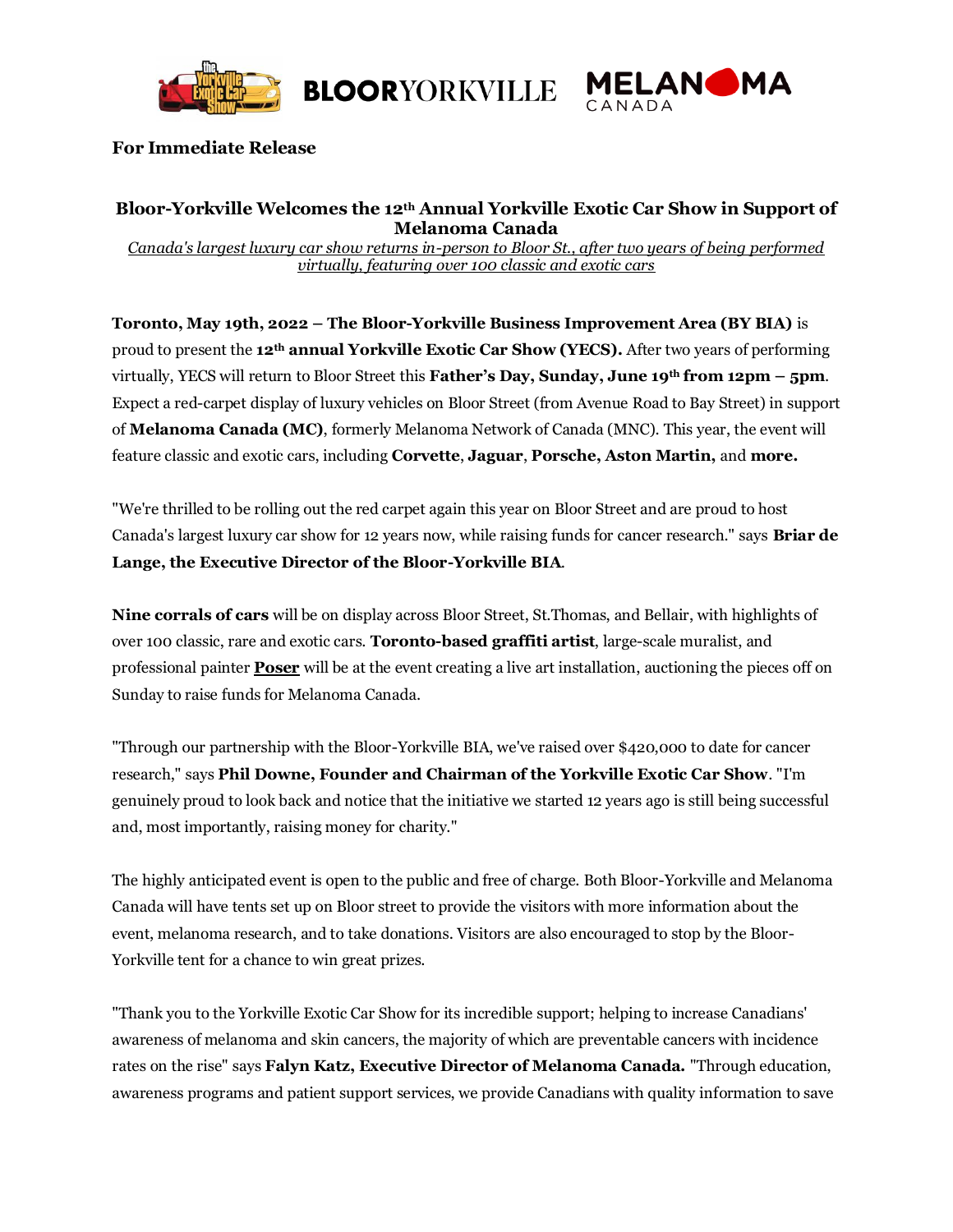**For Immediate Release**

## Bloor-Yorkville Welcomes the 12th Annual Yorkville Exotic Car Show in Support of Melanoma Canada

*Canada's largest luxury car show returns in-person to Bloor St., after two years of being performed virtually, featuring over 100 classic and exotic cars*

**Toronto, May 19th, 2022 – The Bloor-Yorkville Business Improvement Area (BY BIA)** is proud to present the **12th annual Yorkville Exotic Car Show (YECS).** After two years of performing virtually, YECS will return to Bloor Street this **Father's Day, Sunday, June 19th from 12pm – 5pm**. Expect a red-carpet display of luxury vehicles on Bloor Street (from Avenue Road to Bay Street) in support of **Melanoma Canada (MC)**, formerly Melanoma Network of Canada (MNC). This year, the event will feature classic and exotic cars, including **Corvette**, **Jaguar**, **Porsche, Aston Martin,** and **more.**

"We're thrilled to be rolling out the red carpet again this year on Bloor Street and are proud to host Canada's largest luxury car show for 12 years now, while raising funds for cancer research." says **Briar de Lange, the Executive Director of the Bloor-Yorkville BIA**.

**Nine corrals of cars** will be on display across Bloor Street, St.Thomas, and Bellair, with highlights of over 100 classic, rare and exotic cars. **Toronto-based graffiti artist**, large-scale muralist, and professional painter **Poser** will be at the event creating a live art installation, auctioning the pieces off on Sunday to raise funds for Melanoma Canada.

"Through our partnership with the Bloor-Yorkville BIA, we've raised over $420,000 to date for cancer research," says **Phil Downe, Founder and Chairman of the Yorkville Exotic Car Show**. "I'm genuinely proud to look back and notice that the initiative we started 12 years ago is still being successful and, most importantly, raising money for charity."

The highly anticipated event is open to the public and free of charge. Both Bloor-Yorkville and Melanoma Canada will have tents set up on Bloor street to provide the visitors with more information about the event, melanoma research, and to take donations. Visitors are also encouraged to stop by the Bloor-Yorkville tent for a chance to win great prizes.

"Thank you to the Yorkville Exotic Car Show for its incredible support; helping to increase Canadians' awareness of melanoma and skin cancers, the majority of which are preventable cancers with incidence rates on the rise" says **Falyn Katz, Executive Director of Melanoma Canada.** "Through education, awareness programs and patient support services, we provide Canadians with quality information to save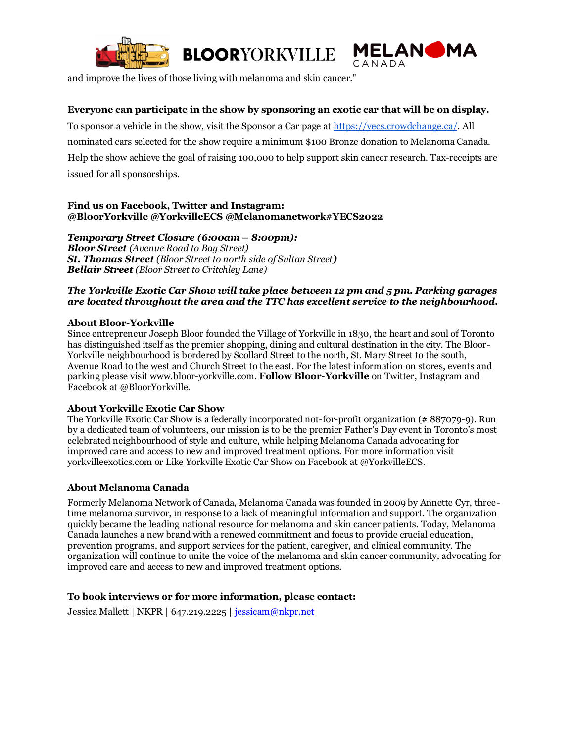and improve the lives of those living with melanoma and skin cancer."

**Everyone can participate in the show by sponsoring an exotic car that will be on display.**

To sponsor a vehicle in the show, visit the Sponsor a Car page at https://yecs.crowdchange.ca/. All nominated cars selected for the show require a minimum $100 Bronze donation to Melanoma Canada. Help the show achieve the goal of raising 100,000 to help support skin cancer research. Tax-receipts are issued for all sponsorships.

**Find us on Facebook, Twitter and Instagram:**
**@BloorYorkville @YorkvilleECS @Melanomanetwork#YECS2022**

***Temporary Street Closure (6:00am – 8:00pm):***
***Bloor Street*** *(Avenue Road to Bay Street)*
***St. Thomas Street*** *(Bloor Street to north side of Sultan Street)*
***Bellair Street*** *(Bloor Street to Critchley Lane)*

***The Yorkville Exotic Car Show will take place between 12 pm and 5 pm. Parking garages are located throughout the area and the TTC has excellent service to the neighbourhood.***

**About Bloor-Yorkville**
Since entrepreneur Joseph Bloor founded the Village of Yorkville in 1830, the heart and soul of Toronto has distinguished itself as the premier shopping, dining and cultural destination in the city. The Bloor-Yorkville neighbourhood is bordered by Scollard Street to the north, St. Mary Street to the south, Avenue Road to the west and Church Street to the east. For the latest information on stores, events and parking please visit www.bloor-yorkville.com. **Follow Bloor-Yorkville** on Twitter, Instagram and Facebook at @BloorYorkville.

**About Yorkville Exotic Car Show**
The Yorkville Exotic Car Show is a federally incorporated not-for-profit organization (# 887079-9). Run by a dedicated team of volunteers, our mission is to be the premier Father's Day event in Toronto's most celebrated neighbourhood of style and culture, while helping Melanoma Canada advocating for improved care and access to new and improved treatment options. For more information visit yorkvilleexotics.com or Like Yorkville Exotic Car Show on Facebook at @YorkvilleECS.

**About Melanoma Canada**
Formerly Melanoma Network of Canada, Melanoma Canada was founded in 2009 by Annette Cyr, three-time melanoma survivor, in response to a lack of meaningful information and support. The organization quickly became the leading national resource for melanoma and skin cancer patients. Today, Melanoma Canada launches a new brand with a renewed commitment and focus to provide crucial education, prevention programs, and support services for the patient, caregiver, and clinical community. The organization will continue to unite the voice of the melanoma and skin cancer community, advocating for improved care and access to new and improved treatment options.

**To book interviews or for more information, please contact:**
Jessica Mallett | NKPR | 647.219.2225 | jessicam@nkpr.net